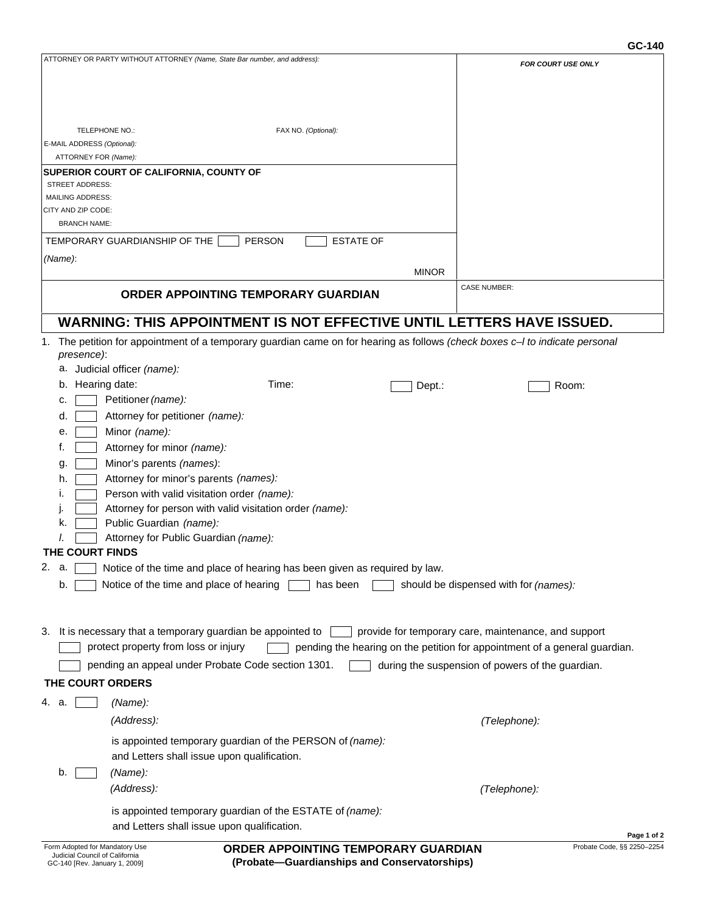GC-140

ATTORNEY OR PARTY WITHOUT ATTORNEY *(Name, State Bar number, and address):*

TELEPHONE NO.: FAX NO. *(Optional):*

E-MAIL ADDRESS *(Optional):*

ATTORNEY FOR *(Name):*

**SUPERIOR COURT OF CALIFORNIA, COUNTY OF**

STREET ADDRESS:

MAILING ADDRESS:

CITY AND ZIP CODE:

BRANCH NAME:

*FOR COURT USE ONLY*

TEMPORARY GUARDIANSHIP OF THE ☐ PERSON ☐ ESTATE OF

*(Name)*:

MINOR

**ORDER APPOINTING TEMPORARY GUARDIAN**

CASE NUMBER:

## WARNING: THIS APPOINTMENT IS NOT EFFECTIVE UNTIL LETTERS HAVE ISSUED.

1. The petition for appointment of a temporary guardian came on for hearing as follows *(check boxes c–l to indicate personal presence)*:
   a. Judicial officer *(name):*
   b. Hearing date: Time: ☐ Dept.: ☐ Room:
   c. ☐ Petitioner *(name):*
   d. ☐ Attorney for petitioner *(name):*
   e. ☐ Minor *(name):*
   f. ☐ Attorney for minor *(name):*
   g. ☐ Minor's parents *(names)*:
   h. ☐ Attorney for minor's parents *(names):*
   i. ☐ Person with valid visitation order *(name):*
   j. ☐ Attorney for person with valid visitation order *(name):*
   k. ☐ Public Guardian *(name):*
   *l*. ☐ Attorney for Public Guardian *(name):*

**THE COURT FINDS**

2. a. ☐ Notice of the time and place of hearing has been given as required by law.
   b. ☐ Notice of the time and place of hearing ☐ has been ☐ should be dispensed with for *(names):*

3. It is necessary that a temporary guardian be appointed to ☐ provide for temporary care, maintenance, and support ☐ protect property from loss or injury ☐ pending the hearing on the petition for appointment of a general guardian. ☐ pending an appeal under Probate Code section 1301. ☐ during the suspension of powers of the guardian.

**THE COURT ORDERS**

4. a. ☐ *(Name):*
   *(Address):* *(Telephone):*
   is appointed temporary guardian of the PERSON of *(name):*
   and Letters shall issue upon qualification.
   b. ☐ *(Name):*
   *(Address):* *(Telephone):*
   is appointed temporary guardian of the ESTATE of *(name):*
   and Letters shall issue upon qualification.

Form Adopted for Mandatory Use
Judicial Council of California
GC-140 [Rev. January 1, 2009]

**ORDER APPOINTING TEMPORARY GUARDIAN**
**(Probate—Guardianships and Conservatorships)**

Probate Code, §§ 2250–2254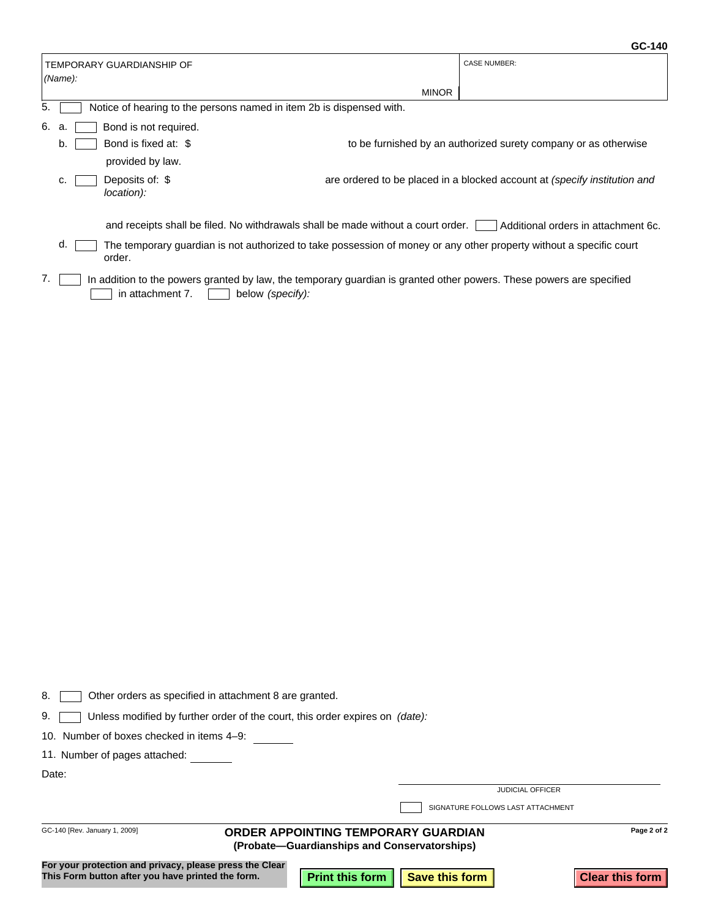GC-140

| TEMPORARY GUARDIANSHIP OF *(Name):* MINOR | CASE NUMBER: |
|---|---|

5. ☐ Notice of hearing to the persons named in item 2b is dispensed with.

6. a. ☐ Bond is not required.
   b. ☐ Bond is fixed at: $ to be furnished by an authorized surety company or as otherwise provided by law.
   c. ☐ Deposits of: $ are ordered to be placed in a blocked account at *(specify institution and location):*

      and receipts shall be filed. No withdrawals shall be made without a court order. ☐ Additional orders in attachment 6c.
   d. ☐ The temporary guardian is not authorized to take possession of money or any other property without a specific court order.

7. ☐ In addition to the powers granted by law, the temporary guardian is granted other powers. These powers are specified ☐ in attachment 7. ☐ below *(specify):*

8. ☐ Other orders as specified in attachment 8 are granted.

9. ☐ Unless modified by further order of the court, this order expires on *(date):*

10. Number of boxes checked in items 4–9: ________

11. Number of pages attached: ________

Date:

JUDICIAL OFFICER

☐ SIGNATURE FOLLOWS LAST ATTACHMENT

GC-140 [Rev. January 1, 2009]

**ORDER APPOINTING TEMPORARY GUARDIAN**
**(Probate—Guardianships and Conservatorships)**

**For your protection and privacy, please press the Clear This Form button after you have printed the form.**

**Print this form** **Save this form** **Clear this form**